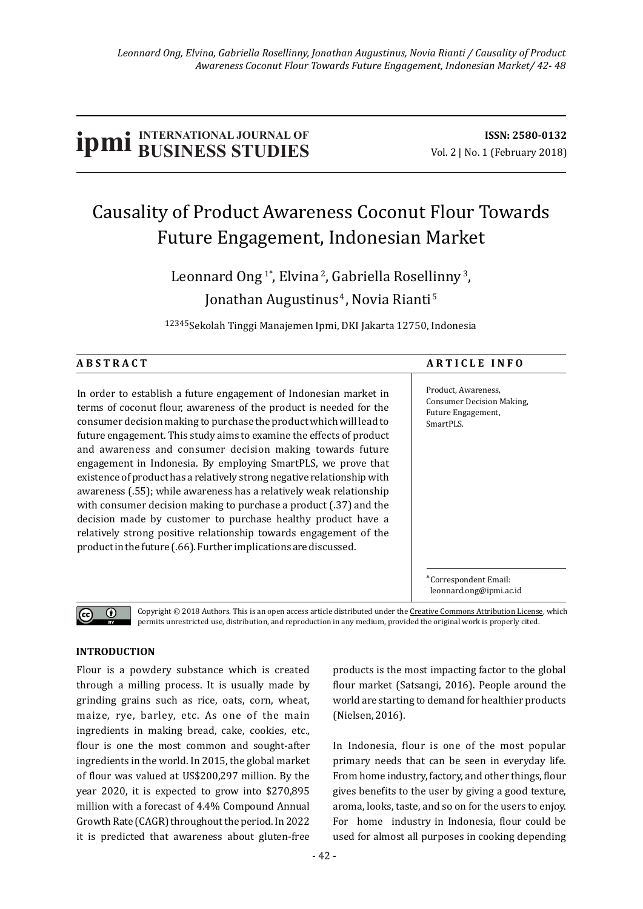**ipmi** INTERNATIONAL JOURNAL OF **BUSINESS STUDIES**

**ISSN: 2580-0132**
Vol. 2 | No. 1 (February 2018)

# Causality of Product Awareness Coconut Flour Towards Future Engagement, Indonesian Market

Leonnard Ong [1*], Elvina [2], Gabriella Rosellinny [3], Jonathan Augustinus [4], Novia Rianti [5]

[12345]Sekolah Tinggi Manajemen Ipmi, DKI Jakarta 12750, Indonesia

**ABSTRACT**

In order to establish a future engagement of Indonesian market in terms of coconut flour, awareness of the product is needed for the consumer decision making to purchase the product which will lead to future engagement. This study aims to examine the effects of product and awareness and consumer decision making towards future engagement in Indonesia. By employing SmartPLS, we prove that existence of product has a relatively strong negative relationship with awareness (.55); while awareness has a relatively weak relationship with consumer decision making to purchase a product (.37) and the decision made by customer to purchase healthy product have a relatively strong positive relationship towards engagement of the product in the future (.66). Further implications are discussed.

**ARTICLE INFO**

Product, Awareness, Consumer Decision Making, Future Engagement, SmartPLS.

*Correspondent Email: leonnard.ong@ipmi.ac.id

Copyright © 2018 Authors. This is an open access article distributed under the Creative Commons Attribution License, which permits unrestricted use, distribution, and reproduction in any medium, provided the original work is properly cited.

## INTRODUCTION

Flour is a powdery substance which is created through a milling process. It is usually made by grinding grains such as rice, oats, corn, wheat, maize, rye, barley, etc. As one of the main ingredients in making bread, cake, cookies, etc., flour is one the most common and sought-after ingredients in the world. In 2015, the global market of flour was valued at US$200,297 million. By the year 2020, it is expected to grow into $270,895 million with a forecast of 4.4% Compound Annual Growth Rate (CAGR) throughout the period. In 2022 it is predicted that awareness about gluten-free products is the most impacting factor to the global flour market (Satsangi, 2016). People around the world are starting to demand for healthier products (Nielsen, 2016).

In Indonesia, flour is one of the most popular primary needs that can be seen in everyday life. From home industry, factory, and other things, flour gives benefits to the user by giving a good texture, aroma, looks, taste, and so on for the users to enjoy. For home industry in Indonesia, flour could be used for almost all purposes in cooking depending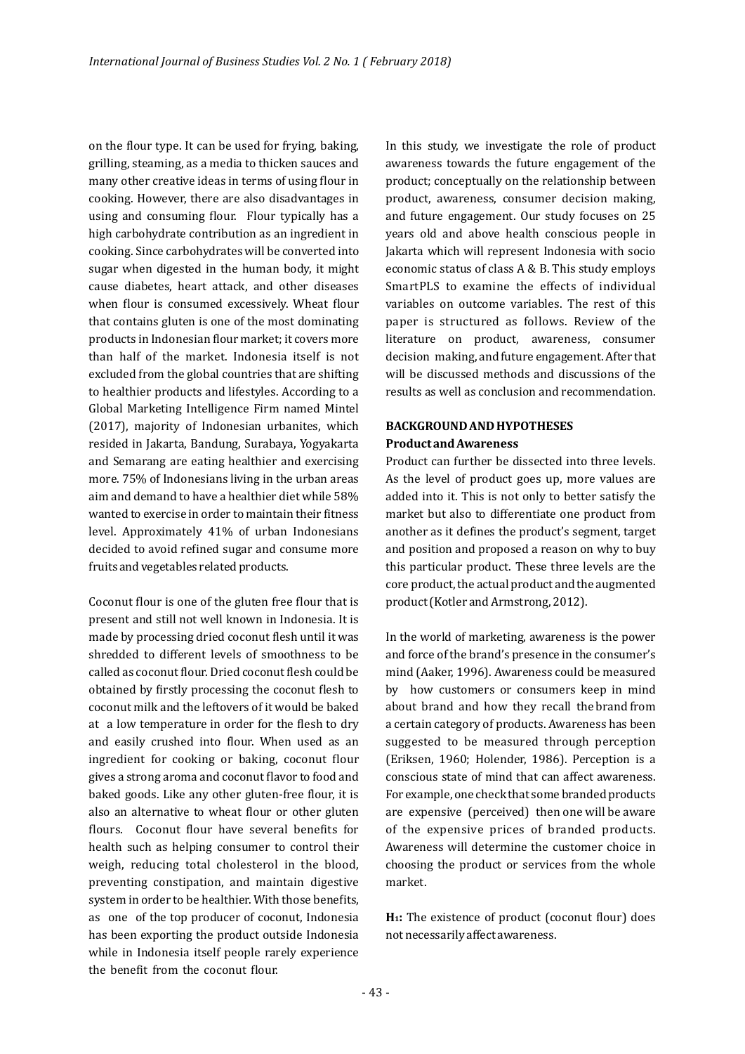on the flour type. It can be used for frying, baking, grilling, steaming, as a media to thicken sauces and many other creative ideas in terms of using flour in cooking. However, there are also disadvantages in using and consuming flour. Flour typically has a high carbohydrate contribution as an ingredient in cooking. Since carbohydrates will be converted into sugar when digested in the human body, it might cause diabetes, heart attack, and other diseases when flour is consumed excessively. Wheat flour that contains gluten is one of the most dominating products in Indonesian flour market; it covers more than half of the market. Indonesia itself is not excluded from the global countries that are shifting to healthier products and lifestyles. According to a Global Marketing Intelligence Firm named Mintel (2017), majority of Indonesian urbanites, which resided in Jakarta, Bandung, Surabaya, Yogyakarta and Semarang are eating healthier and exercising more. 75% of Indonesians living in the urban areas aim and demand to have a healthier diet while 58% wanted to exercise in order to maintain their fitness level. Approximately 41% of urban Indonesians decided to avoid refined sugar and consume more fruits and vegetables related products.

Coconut flour is one of the gluten free flour that is present and still not well known in Indonesia. It is made by processing dried coconut flesh until it was shredded to different levels of smoothness to be called as coconut flour. Dried coconut flesh could be obtained by firstly processing the coconut flesh to coconut milk and the leftovers of it would be baked at a low temperature in order for the flesh to dry and easily crushed into flour. When used as an ingredient for cooking or baking, coconut flour gives a strong aroma and coconut flavor to food and baked goods. Like any other gluten-free flour, it is also an alternative to wheat flour or other gluten flours. Coconut flour have several benefits for health such as helping consumer to control their weigh, reducing total cholesterol in the blood, preventing constipation, and maintain digestive system in order to be healthier. With those benefits, as one of the top producer of coconut, Indonesia has been exporting the product outside Indonesia while in Indonesia itself people rarely experience the benefit from the coconut flour.

In this study, we investigate the role of product awareness towards the future engagement of the product; conceptually on the relationship between product, awareness, consumer decision making, and future engagement. Our study focuses on 25 years old and above health conscious people in Jakarta which will represent Indonesia with socio economic status of class A & B. This study employs SmartPLS to examine the effects of individual variables on outcome variables. The rest of this paper is structured as follows. Review of the literature on product, awareness, consumer decision making, and future engagement. After that will be discussed methods and discussions of the results as well as conclusion and recommendation.

## BACKGROUND AND HYPOTHESES

### Product and Awareness

Product can further be dissected into three levels. As the level of product goes up, more values are added into it. This is not only to better satisfy the market but also to differentiate one product from another as it defines the product's segment, target and position and proposed a reason on why to buy this particular product. These three levels are the core product, the actual product and the augmented product (Kotler and Armstrong, 2012).

In the world of marketing, awareness is the power and force of the brand's presence in the consumer's mind (Aaker, 1996). Awareness could be measured by how customers or consumers keep in mind about brand and how they recall the brand from a certain category of products. Awareness has been suggested to be measured through perception (Eriksen, 1960; Holender, 1986). Perception is a conscious state of mind that can affect awareness. For example, one check that some branded products are expensive (perceived) then one will be aware of the expensive prices of branded products. Awareness will determine the customer choice in choosing the product or services from the whole market.

**$H_1$:** The existence of product (coconut flour) does not necessarily affect awareness.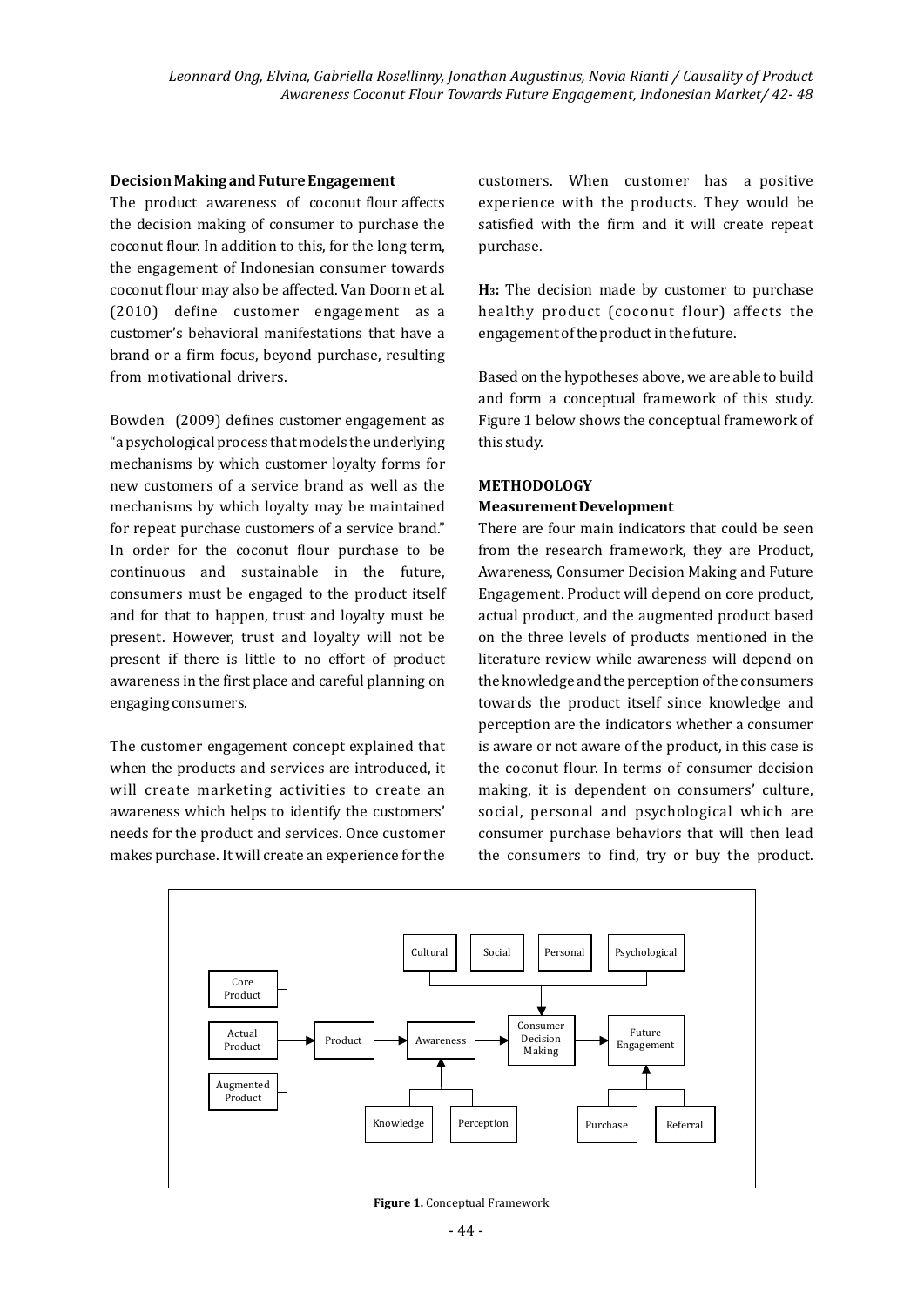**Decision Making and Future Engagement**

The product awareness of coconut flour affects the decision making of consumer to purchase the coconut flour. In addition to this, for the long term, the engagement of Indonesian consumer towards coconut flour may also be affected. Van Doorn et al. (2010) define customer engagement as a customer's behavioral manifestations that have a brand or a firm focus, beyond purchase, resulting from motivational drivers.

Bowden (2009) defines customer engagement as "a psychological process that models the underlying mechanisms by which customer loyalty forms for new customers of a service brand as well as the mechanisms by which loyalty may be maintained for repeat purchase customers of a service brand." In order for the coconut flour purchase to be continuous and sustainable in the future, consumers must be engaged to the product itself and for that to happen, trust and loyalty must be present. However, trust and loyalty will not be present if there is little to no effort of product awareness in the first place and careful planning on engaging consumers.

The customer engagement concept explained that when the products and services are introduced, it will create marketing activities to create an awareness which helps to identify the customers' needs for the product and services. Once customer makes purchase. It will create an experience for the customers. When customer has a positive experience with the products. They would be satisfied with the firm and it will create repeat purchase.

**H3:** The decision made by customer to purchase healthy product (coconut flour) affects the engagement of the product in the future.

Based on the hypotheses above, we are able to build and form a conceptual framework of this study. Figure 1 below shows the conceptual framework of this study.

## METHODOLOGY

### Measurement Development

There are four main indicators that could be seen from the research framework, they are Product, Awareness, Consumer Decision Making and Future Engagement. Product will depend on core product, actual product, and the augmented product based on the three levels of products mentioned in the literature review while awareness will depend on the knowledge and the perception of the consumers towards the product itself since knowledge and perception are the indicators whether a consumer is aware or not aware of the product, in this case is the coconut flour. In terms of consumer decision making, it is dependent on consumers' culture, social, personal and psychological which are consumer purchase behaviors that will then lead the consumers to find, try or buy the product.

Cultural
Social
Personal
Psychological
Core Product
Actual Product
Augmented Product
Product
Awareness
Consumer Decision Making
Future Engagement
Knowledge
Perception
Purchase
Referral

**Figure 1.** Conceptual Framework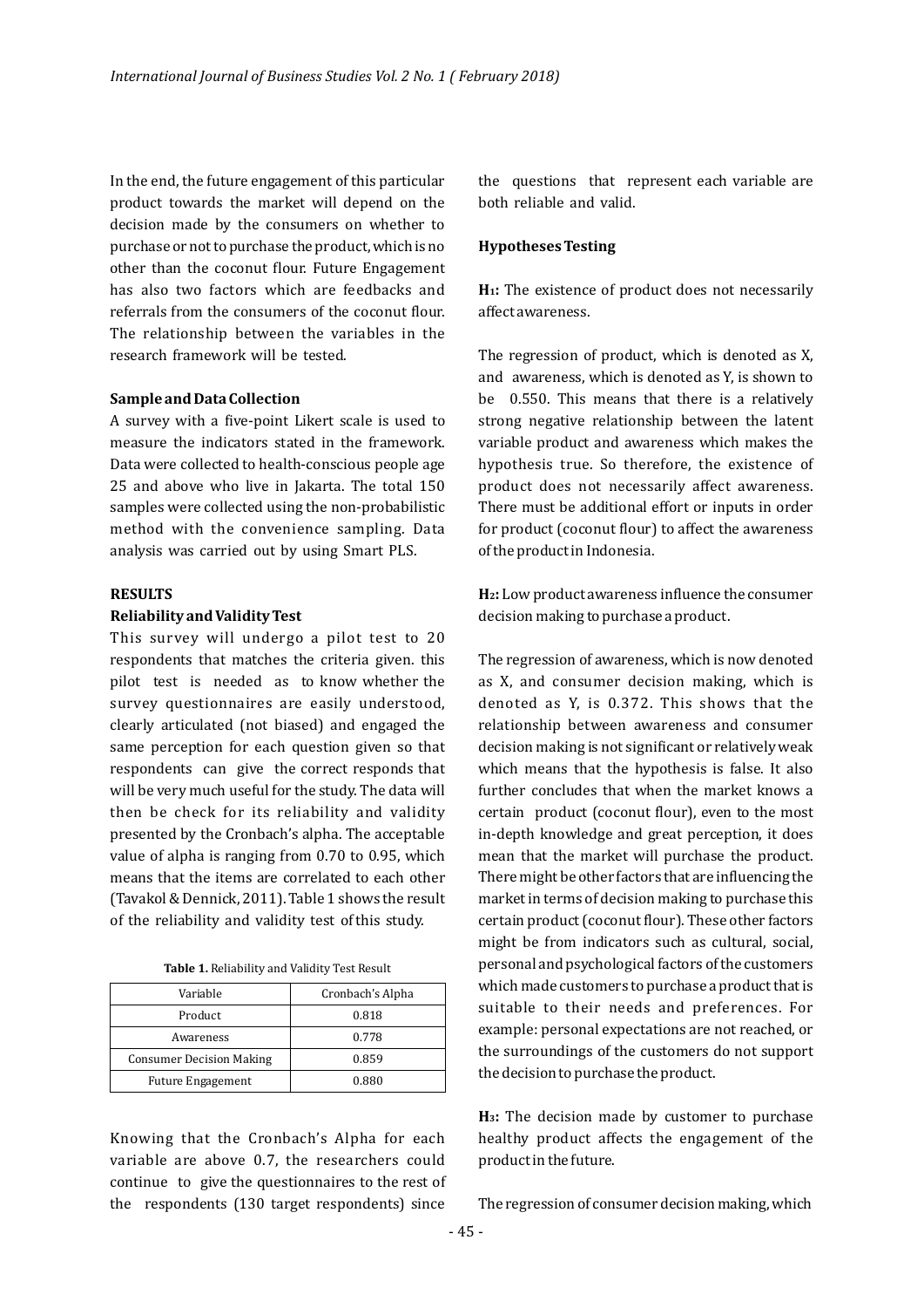In the end, the future engagement of this particular product towards the market will depend on the decision made by the consumers on whether to purchase or not to purchase the product, which is no other than the coconut flour. Future Engagement has also two factors which are feedbacks and referrals from the consumers of the coconut flour. The relationship between the variables in the research framework will be tested.

**Sample and Data Collection**

A survey with a five-point Likert scale is used to measure the indicators stated in the framework. Data were collected to health-conscious people age 25 and above who live in Jakarta. The total 150 samples were collected using the non-probabilistic method with the convenience sampling. Data analysis was carried out by using Smart PLS.

## RESULTS

**Reliability and Validity Test**

This survey will undergo a pilot test to 20 respondents that matches the criteria given. this pilot test is needed as to know whether the survey questionnaires are easily understood, clearly articulated (not biased) and engaged the same perception for each question given so that respondents can give the correct responds that will be very much useful for the study. The data will then be check for its reliability and validity presented by the Cronbach's alpha. The acceptable value of alpha is ranging from 0.70 to 0.95, which means that the items are correlated to each other (Tavakol & Dennick, 2011). Table 1 shows the result of the reliability and validity test of this study.

**Table 1.** Reliability and Validity Test Result

| Variable | Cronbach's Alpha |
| --- | --- |
| Product | 0.818 |
| Awareness | 0.778 |
| Consumer Decision Making | 0.859 |
| Future Engagement | 0.880 |

Knowing that the Cronbach's Alpha for each variable are above 0.7, the researchers could continue to give the questionnaires to the rest of the respondents (130 target respondents) since the questions that represent each variable are both reliable and valid.

**Hypotheses Testing**

**H1:** The existence of product does not necessarily affect awareness.

The regression of product, which is denoted as X, and awareness, which is denoted as Y, is shown to be 0.550. This means that there is a relatively strong negative relationship between the latent variable product and awareness which makes the hypothesis true. So therefore, the existence of product does not necessarily affect awareness. There must be additional effort or inputs in order for product (coconut flour) to affect the awareness of the product in Indonesia.

**H2:** Low product awareness influence the consumer decision making to purchase a product.

The regression of awareness, which is now denoted as X, and consumer decision making, which is denoted as Y, is 0.372. This shows that the relationship between awareness and consumer decision making is not significant or relatively weak which means that the hypothesis is false. It also further concludes that when the market knows a certain product (coconut flour), even to the most in-depth knowledge and great perception, it does mean that the market will purchase the product. There might be other factors that are influencing the market in terms of decision making to purchase this certain product (coconut flour). These other factors might be from indicators such as cultural, social, personal and psychological factors of the customers which made customers to purchase a product that is suitable to their needs and preferences. For example: personal expectations are not reached, or the surroundings of the customers do not support the decision to purchase the product.

**H3:** The decision made by customer to purchase healthy product affects the engagement of the product in the future.

The regression of consumer decision making, which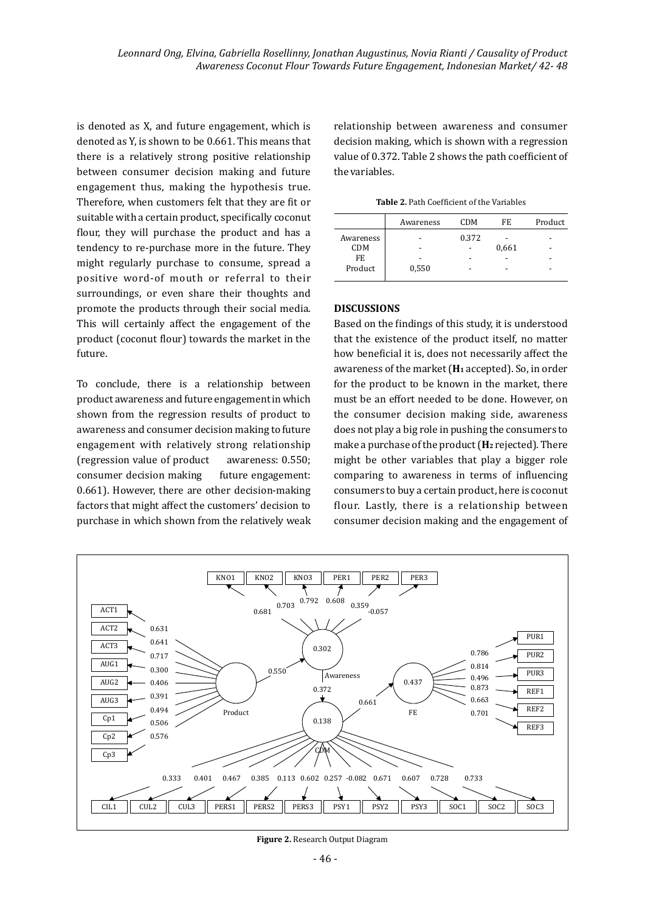is denoted as X, and future engagement, which is denoted as Y, is shown to be 0.661. This means that there is a relatively strong positive relationship between consumer decision making and future engagement thus, making the hypothesis true. Therefore, when customers felt that they are fit or suitable with a certain product, specifically coconut flour, they will purchase the product and has a tendency to re-purchase more in the future. They might regularly purchase to consume, spread a positive word-of mouth or referral to their surroundings, or even share their thoughts and promote the products through their social media. This will certainly affect the engagement of the product (coconut flour) towards the market in the future.

To conclude, there is a relationship between product awareness and future engagement in which shown from the regression results of product to awareness and consumer decision making to future engagement with relatively strong relationship (regression value of product awareness: 0.550; consumer decision making future engagement: 0.661). However, there are other decision-making factors that might affect the customers' decision to purchase in which shown from the relatively weak relationship between awareness and consumer decision making, which is shown with a regression value of 0.372. Table 2 shows the path coefficient of the variables.

**Table 2.** Path Coefficient of the Variables

| | Awareness | CDM | FE | Product |
|---|---|---|---|---|
| Awareness | - | 0.372 | - | - |
| CDM | - | - | 0,661 | - |
| FE | - | - | - | - |
| Product | 0,550 | - | - | - |

## DISCUSSIONS

Based on the findings of this study, it is understood that the existence of the product itself, no matter how beneficial it is, does not necessarily affect the awareness of the market (**H1** accepted). So, in order for the product to be known in the market, there must be an effort needed to be done. However, on the consumer decision making side, awareness does not play a big role in pushing the consumers to make a purchase of the product (**H2** rejected). There might be other variables that play a bigger role comparing to awareness in terms of influencing consumers to buy a certain product, here is coconut flour. Lastly, there is a relationship between consumer decision making and the engagement of

KNO1 KNO2 KNO3 PER1 PER2 PER3
0.681 0.703 0.792 0.608 0.359 -0.057
ACT1 ACT2 ACT3 AUG1 AUG2 AUG3 Cp1 Cp2 Cp3
0.631 0.641 0.717 0.300 0.406 0.391 0.494 0.506 0.576
Product
0.550
0.302
Awareness
0.372
0.138
CDM
0.661
0.437
FE
0.786 0.814 0.496 0.873 0.663 0.701
PUR1 PUR2 PUR3 REF1 REF2 REF3
0.333 0.401 0.467 0.385 0.113 0.602 0.257 -0.082 0.671 0.607 0.728 0.733
CIL1 CUL2 CUL3 PERS1 PERS2 PERS3 PSY1 PSY2 PSY3 SOC1 SOC2 SOC3

**Figure 2.** Research Output Diagram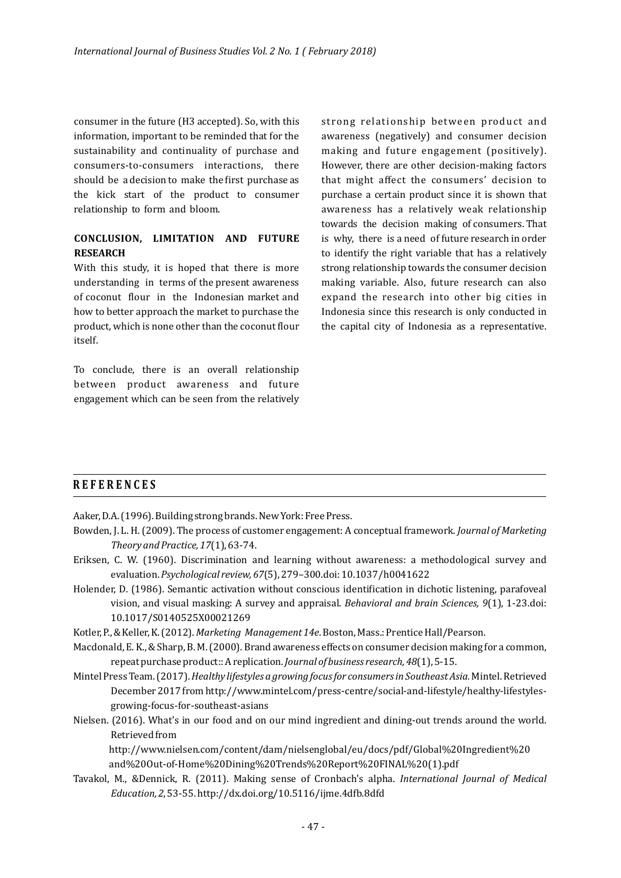consumer in the future (H3 accepted). So, with this information, important to be reminded that for the sustainability and continuality of purchase and consumers-to-consumers interactions, there should be a decision to make the first purchase as the kick start of the product to consumer relationship to form and bloom.

## CONCLUSION, LIMITATION AND FUTURE RESEARCH

With this study, it is hoped that there is more understanding in terms of the present awareness of coconut flour in the Indonesian market and how to better approach the market to purchase the product, which is none other than the coconut flour itself.

To conclude, there is an overall relationship between product awareness and future engagement which can be seen from the relatively strong relationship between product and awareness (negatively) and consumer decision making and future engagement (positively). However, there are other decision-making factors that might affect the consumers' decision to purchase a certain product since it is shown that awareness has a relatively weak relationship towards the decision making of consumers. That is why, there is a need of future research in order to identify the right variable that has a relatively strong relationship towards the consumer decision making variable. Also, future research can also expand the research into other big cities in Indonesia since this research is only conducted in the capital city of Indonesia as a representative.

## REFERENCES

Aaker, D.A. (1996). Building strong brands. New York: Free Press.

Bowden, J. L. H. (2009). The process of customer engagement: A conceptual framework. *Journal of Marketing Theory and Practice, 17*(1), 63-74.

Eriksen, C. W. (1960). Discrimination and learning without awareness: a methodological survey and evaluation. *Psychological review, 67*(5), 279–300.doi: 10.1037/h0041622

Holender, D. (1986). Semantic activation without conscious identification in dichotic listening, parafoveal vision, and visual masking: A survey and appraisal. *Behavioral and brain Sciences, 9*(1), 1-23.doi: 10.1017/S0140525X00021269

Kotler, P., & Keller, K. (2012). *Marketing Management 14e*. Boston, Mass.: Prentice Hall/Pearson.

Macdonald, E. K., & Sharp, B. M. (2000). Brand awareness effects on consumer decision making for a common, repeat purchase product:: A replication. *Journal of business research, 48*(1), 5-15.

Mintel Press Team. (2017). *Healthy lifestyles a growing focus for consumers in Southeast Asia.* Mintel. Retrieved December 2017 from http://www.mintel.com/press-centre/social-and-lifestyle/healthy-lifestyles-growing-focus-for-southeast-asians

Nielsen. (2016). What's in our food and on our mind ingredient and dining-out trends around the world. Retrieved from http://www.nielsen.com/content/dam/nielsenglobal/eu/docs/pdf/Global%20Ingredient%20and%20Out-of-Home%20Dining%20Trends%20Report%20FINAL%20(1).pdf

Tavakol, M., &Dennick, R. (2011). Making sense of Cronbach's alpha. *International Journal of Medical Education, 2*, 53-55. http://dx.doi.org/10.5116/ijme.4dfb.8dfd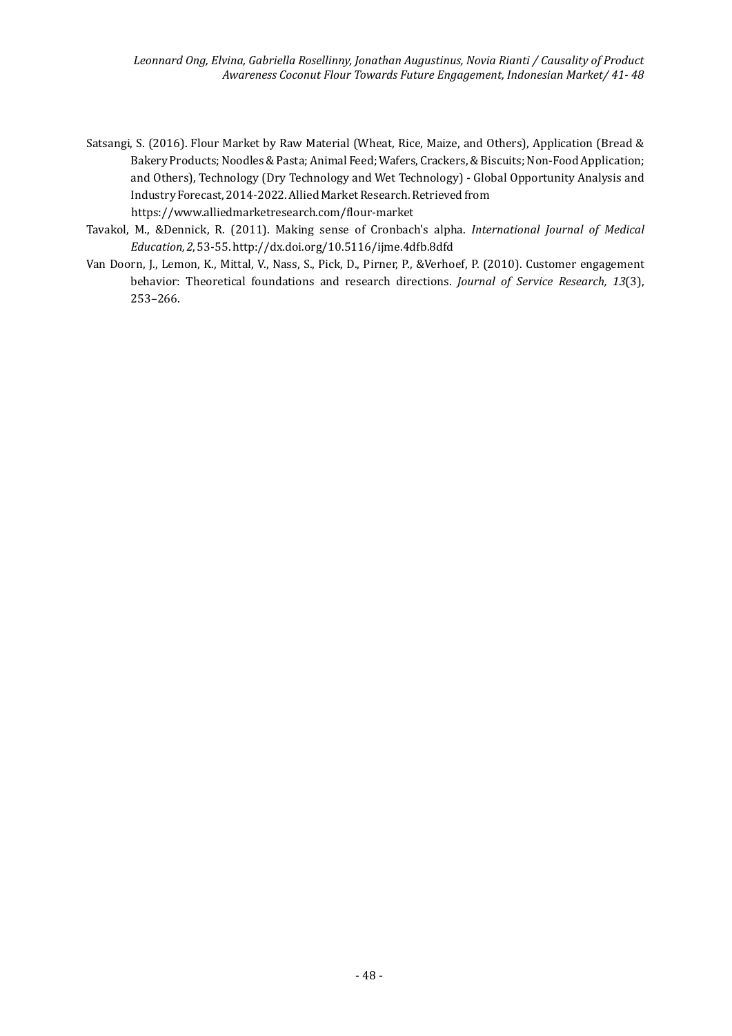Satsangi, S. (2016). Flour Market by Raw Material (Wheat, Rice, Maize, and Others), Application (Bread & Bakery Products; Noodles & Pasta; Animal Feed; Wafers, Crackers, & Biscuits; Non-Food Application; and Others), Technology (Dry Technology and Wet Technology) - Global Opportunity Analysis and Industry Forecast, 2014-2022. Allied Market Research. Retrieved from https://www.alliedmarketresearch.com/flour-market

Tavakol, M., &Dennick, R. (2011). Making sense of Cronbach's alpha. *International Journal of Medical Education, 2*, 53-55. http://dx.doi.org/10.5116/ijme.4dfb.8dfd

Van Doorn, J., Lemon, K., Mittal, V., Nass, S., Pick, D., Pirner, P., &Verhoef, P. (2010). Customer engagement behavior: Theoretical foundations and research directions. *Journal of Service Research, 13*(3), 253–266.